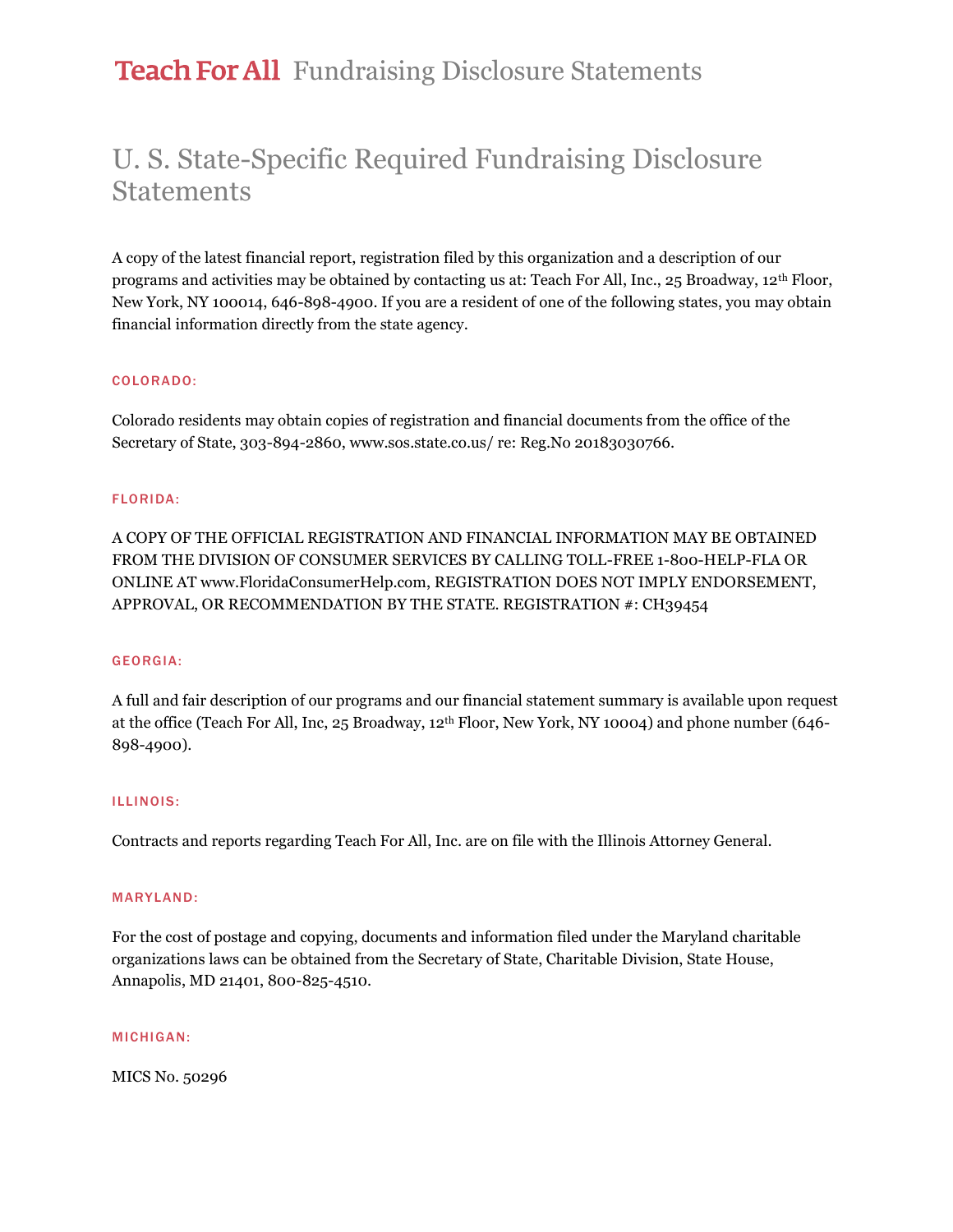# Teach For All Fundraising Disclosure Statements

## U. S. State-Specific Required Fundraising Disclosure Statements

A copy of the latest financial report, registration filed by this organization and a description of our programs and activities may be obtained by contacting us at: Teach For All, Inc., 25 Broadway, 12th Floor, New York, NY 100014, 646-898-4900. If you are a resident of one of the following states, you may obtain financial information directly from the state agency.

### COLORADO:

Colorado residents may obtain copies of registration and financial documents from the office of the Secretary of State, 303-894-2860, www.sos.state.co.us/ re: Reg.No 20183030766.

### FLORIDA:

A COPY OF THE OFFICIAL REGISTRATION AND FINANCIAL INFORMATION MAY BE OBTAINED FROM THE DIVISION OF CONSUMER SERVICES BY CALLING TOLL-FREE 1-800-HELP-FLA OR ONLINE AT www.FloridaConsumerHelp.com, REGISTRATION DOES NOT IMPLY ENDORSEMENT, APPROVAL, OR RECOMMENDATION BY THE STATE. REGISTRATION #: CH39454

### GEORGIA:

A full and fair description of our programs and our financial statement summary is available upon request at the office (Teach For All, Inc, 25 Broadway, 12th Floor, New York, NY 10004) and phone number (646-898-4900).

### ILLINOIS:

Contracts and reports regarding Teach For All, Inc. are on file with the Illinois Attorney General.

### MARYLAND:

For the cost of postage and copying, documents and information filed under the Maryland charitable organizations laws can be obtained from the Secretary of State, Charitable Division, State House, Annapolis, MD 21401, 800-825-4510.

### MICHIGAN:

MICS No. 50296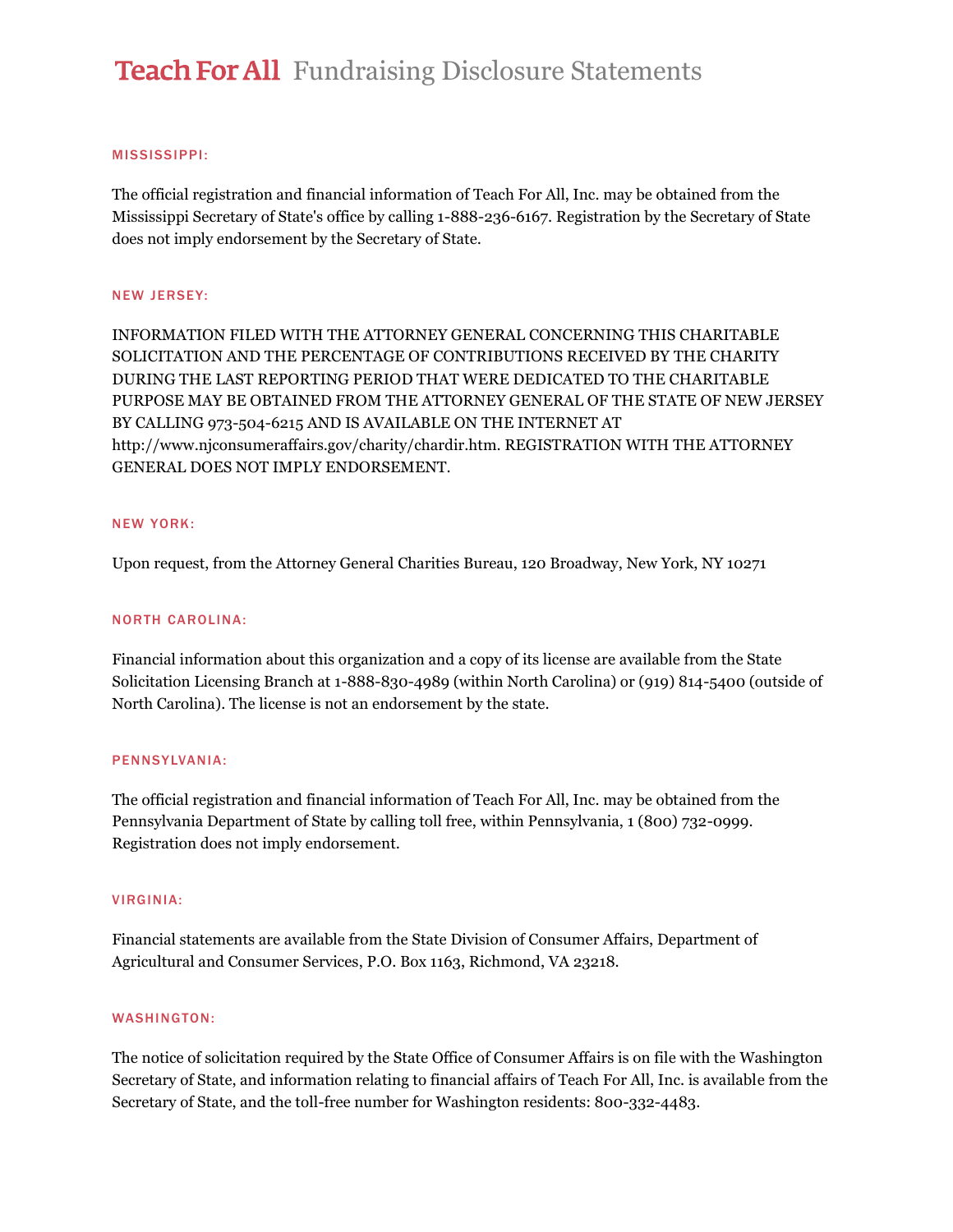# Teach For All Fundraising Disclosure Statements

## MISSISSIPPI:

The official registration and financial information of Teach For All, Inc. may be obtained from the Mississippi Secretary of State's office by calling 1-888-236-6167. Registration by the Secretary of State does not imply endorsement by the Secretary of State.

## NEW JERSEY:

INFORMATION FILED WITH THE ATTORNEY GENERAL CONCERNING THIS CHARITABLE SOLICITATION AND THE PERCENTAGE OF CONTRIBUTIONS RECEIVED BY THE CHARITY DURING THE LAST REPORTING PERIOD THAT WERE DEDICATED TO THE CHARITABLE PURPOSE MAY BE OBTAINED FROM THE ATTORNEY GENERAL OF THE STATE OF NEW JERSEY BY CALLING 973-504-6215 AND IS AVAILABLE ON THE INTERNET AT http://www.njconsumeraffairs.gov/charity/chardir.htm. REGISTRATION WITH THE ATTORNEY GENERAL DOES NOT IMPLY ENDORSEMENT.

## NEW YORK:

Upon request, from the Attorney General Charities Bureau, 120 Broadway, New York, NY 10271

## NORTH CAROLINA:

Financial information about this organization and a copy of its license are available from the State Solicitation Licensing Branch at 1-888-830-4989 (within North Carolina) or (919) 814-5400 (outside of North Carolina). The license is not an endorsement by the state.

## PENNSYLVANIA:

The official registration and financial information of Teach For All, Inc. may be obtained from the Pennsylvania Department of State by calling toll free, within Pennsylvania, 1 (800) 732-0999. Registration does not imply endorsement.

## VIRGINIA:

Financial statements are available from the State Division of Consumer Affairs, Department of Agricultural and Consumer Services, P.O. Box 1163, Richmond, VA 23218.

## WASHINGTON:

The notice of solicitation required by the State Office of Consumer Affairs is on file with the Washington Secretary of State, and information relating to financial affairs of Teach For All, Inc. is available from the Secretary of State, and the toll-free number for Washington residents: 800-332-4483.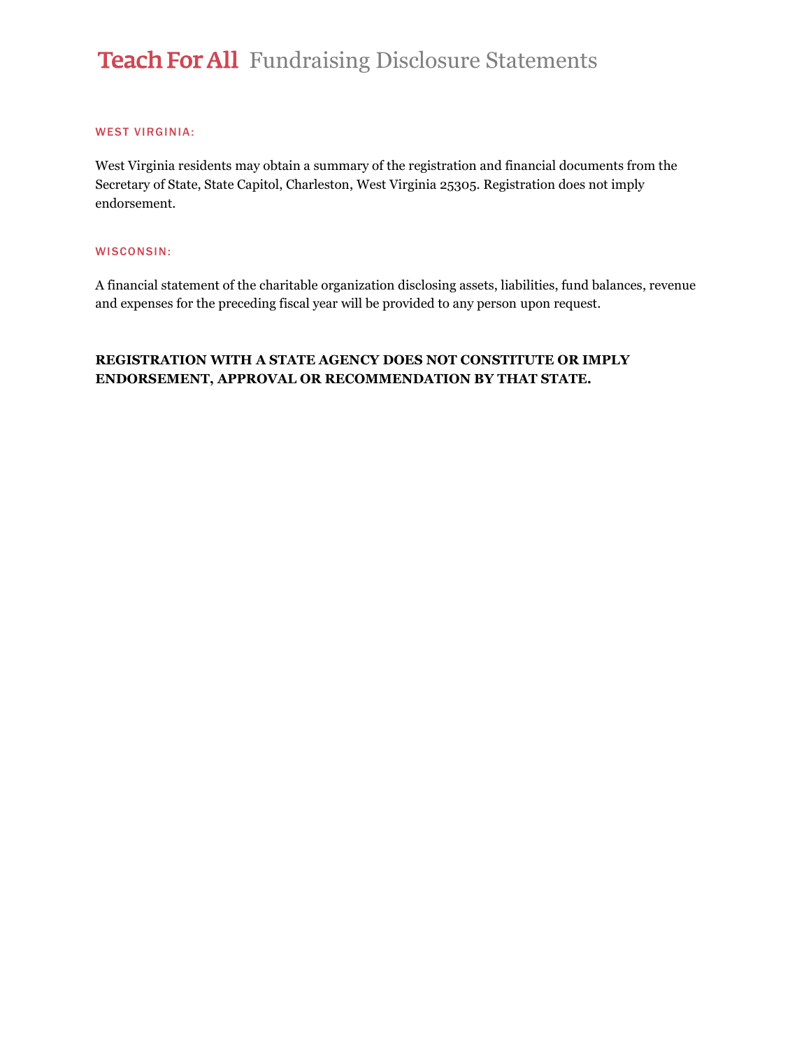# Teach For All Fundraising Disclosure Statements

### WEST VIRGINIA:

West Virginia residents may obtain a summary of the registration and financial documents from the Secretary of State, State Capitol, Charleston, West Virginia 25305. Registration does not imply endorsement.

### WISCONSIN:

A financial statement of the charitable organization disclosing assets, liabilities, fund balances, revenue and expenses for the preceding fiscal year will be provided to any person upon request.

**REGISTRATION WITH A STATE AGENCY DOES NOT CONSTITUTE OR IMPLY ENDORSEMENT, APPROVAL OR RECOMMENDATION BY THAT STATE.**